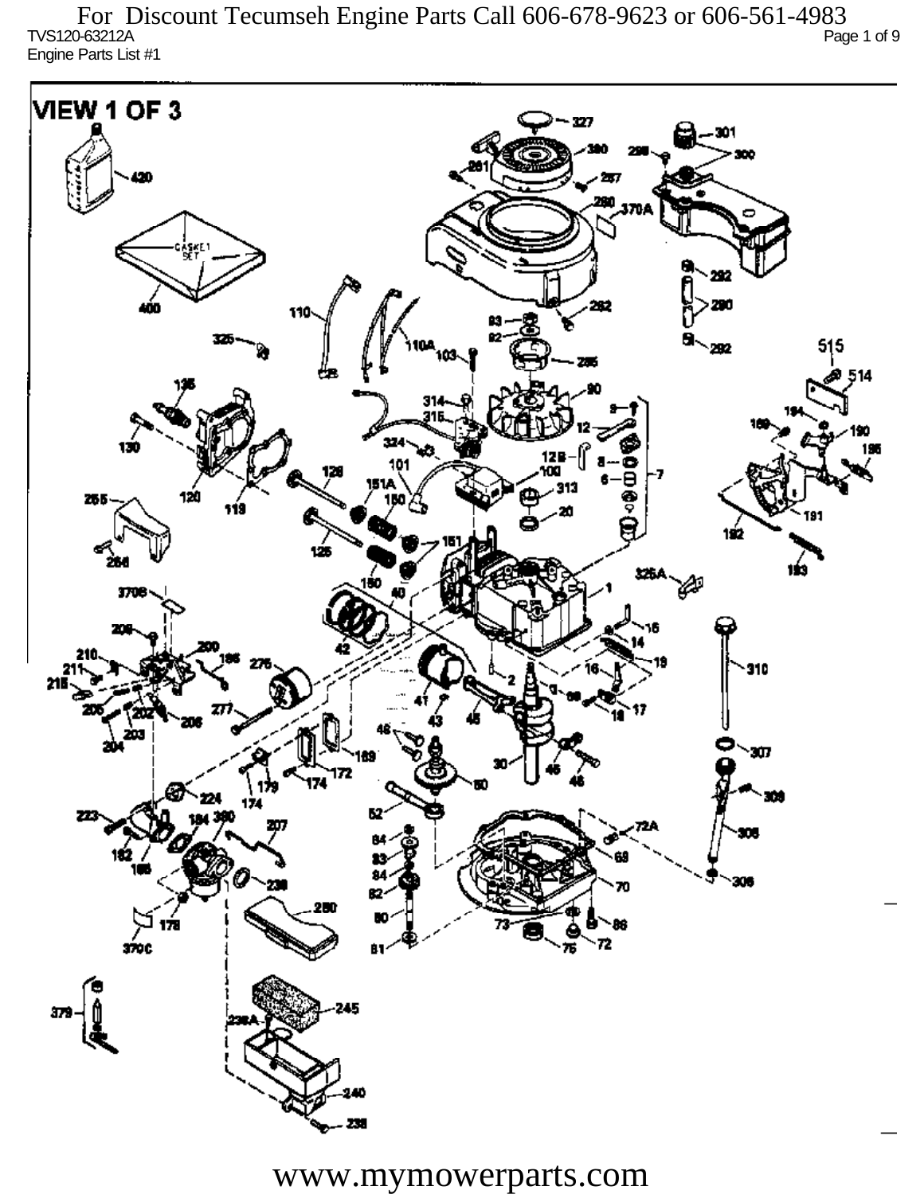For Discount Tecumseh Engine Parts Call 606-678-9623 or 606-561-4983

TVS120-63212A

Engine Parts List #1

VIEW 1 OF 3

www.mymowerparts.com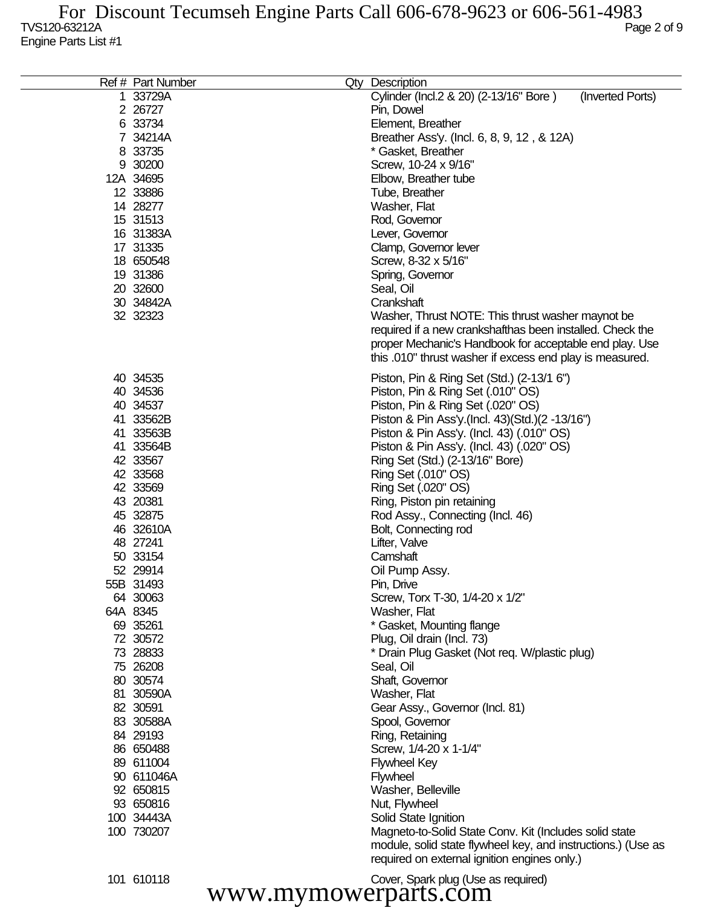TVS120-63212A

Engine Parts List #1

| Ref # | Part Number | Qty | Description |
|---|---|---|---|
| 1 | 33729A | | Cylinder (Incl.2 & 20) (2-13/16" Bore ) (Inverted Ports) |
| 2 | 26727 | | Pin, Dowel |
| 6 | 33734 | | Element, Breather |
| 7 | 34214A | | Breather Ass'y. (Incl. 6, 8, 9, 12 , & 12A) |
| 8 | 33735 | | * Gasket, Breather |
| 9 | 30200 | | Screw, 10-24 x 9/16" |
| 12A | 34695 | | Elbow, Breather tube |
| 12 | 33886 | | Tube, Breather |
| 14 | 28277 | | Washer, Flat |
| 15 | 31513 | | Rod, Governor |
| 16 | 31383A | | Lever, Governor |
| 17 | 31335 | | Clamp, Governor lever |
| 18 | 650548 | | Screw, 8-32 x 5/16" |
| 19 | 31386 | | Spring, Governor |
| 20 | 32600 | | Seal, Oil |
| 30 | 34842A | | Crankshaft |
| 32 | 32323 | | Washer, Thrust NOTE: This thrust washer maynot be required if a new crankshafthas been installed. Check the proper Mechanic's Handbook for acceptable end play. Use this .010" thrust washer if excess end play is measured. |
| 40 | 34535 | | Piston, Pin & Ring Set (Std.) (2-13/1 6") |
| 40 | 34536 | | Piston, Pin & Ring Set (.010" OS) |
| 40 | 34537 | | Piston, Pin & Ring Set (.020" OS) |
| 41 | 33562B | | Piston & Pin Ass'y.(Incl. 43)(Std.)(2 -13/16") |
| 41 | 33563B | | Piston & Pin Ass'y. (Incl. 43) (.010" OS) |
| 41 | 33564B | | Piston & Pin Ass'y. (Incl. 43) (.020" OS) |
| 42 | 33567 | | Ring Set (Std.) (2-13/16" Bore) |
| 42 | 33568 | | Ring Set (.010" OS) |
| 42 | 33569 | | Ring Set (.020" OS) |
| 43 | 20381 | | Ring, Piston pin retaining |
| 45 | 32875 | | Rod Assy., Connecting (Incl. 46) |
| 46 | 32610A | | Bolt, Connecting rod |
| 48 | 27241 | | Lifter, Valve |
| 50 | 33154 | | Camshaft |
| 52 | 29914 | | Oil Pump Assy. |
| 55B | 31493 | | Pin, Drive |
| 64 | 30063 | | Screw, Torx T-30, 1/4-20 x 1/2" |
| 64A | 8345 | | Washer, Flat |
| 69 | 35261 | | * Gasket, Mounting flange |
| 72 | 30572 | | Plug, Oil drain (Incl. 73) |
| 73 | 28833 | | * Drain Plug Gasket (Not req. W/plastic plug) |
| 75 | 26208 | | Seal, Oil |
| 80 | 30574 | | Shaft, Governor |
| 81 | 30590A | | Washer, Flat |
| 82 | 30591 | | Gear Assy., Governor (Incl. 81) |
| 83 | 30588A | | Spool, Governor |
| 84 | 29193 | | Ring, Retaining |
| 86 | 650488 | | Screw, 1/4-20 x 1-1/4" |
| 89 | 611004 | | Flywheel Key |
| 90 | 611046A | | Flywheel |
| 92 | 650815 | | Washer, Belleville |
| 93 | 650816 | | Nut, Flywheel |
| 100 | 34443A | | Solid State Ignition |
| 100 | 730207 | | Magneto-to-Solid State Conv. Kit (Includes solid state module, solid state flywheel key, and instructions.) (Use as required on external ignition engines only.) |
| 101 | 610118 | | Cover, Spark plug (Use as required) |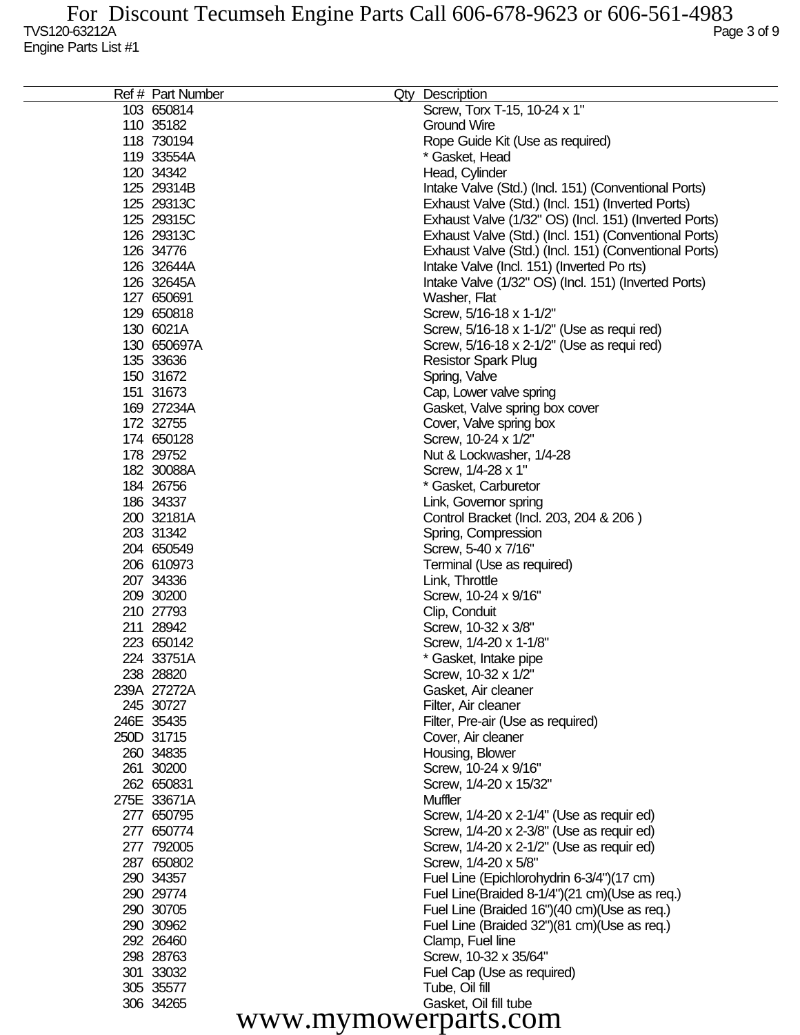| Ref # | Part Number | Qty | Description |
|---|---|---|---|
| 103 | 650814 | | Screw, Torx T-15, 10-24 x 1" |
| 110 | 35182 | | Ground Wire |
| 118 | 730194 | | Rope Guide Kit (Use as required) |
| 119 | 33554A | | * Gasket, Head |
| 120 | 34342 | | Head, Cylinder |
| 125 | 29314B | | Intake Valve (Std.) (Incl. 151) (Conventional Ports) |
| 125 | 29313C | | Exhaust Valve (Std.) (Incl. 151) (Inverted Ports) |
| 125 | 29315C | | Exhaust Valve (1/32" OS) (Incl. 151) (Inverted Ports) |
| 126 | 29313C | | Exhaust Valve (Std.) (Incl. 151) (Conventional Ports) |
| 126 | 34776 | | Exhaust Valve (Std.) (Incl. 151) (Conventional Ports) |
| 126 | 32644A | | Intake Valve (Incl. 151) (Inverted Po rts) |
| 126 | 32645A | | Intake Valve (1/32" OS) (Incl. 151) (Inverted Ports) |
| 127 | 650691 | | Washer, Flat |
| 129 | 650818 | | Screw, 5/16-18 x 1-1/2" |
| 130 | 6021A | | Screw, 5/16-18 x 1-1/2" (Use as requi red) |
| 130 | 650697A | | Screw, 5/16-18 x 2-1/2" (Use as requi red) |
| 135 | 33636 | | Resistor Spark Plug |
| 150 | 31672 | | Spring, Valve |
| 151 | 31673 | | Cap, Lower valve spring |
| 169 | 27234A | | Gasket, Valve spring box cover |
| 172 | 32755 | | Cover, Valve spring box |
| 174 | 650128 | | Screw, 10-24 x 1/2" |
| 178 | 29752 | | Nut & Lockwasher, 1/4-28 |
| 182 | 30088A | | Screw, 1/4-28 x 1" |
| 184 | 26756 | | * Gasket, Carburetor |
| 186 | 34337 | | Link, Governor spring |
| 200 | 32181A | | Control Bracket (Incl. 203, 204 & 206 ) |
| 203 | 31342 | | Spring, Compression |
| 204 | 650549 | | Screw, 5-40 x 7/16" |
| 206 | 610973 | | Terminal (Use as required) |
| 207 | 34336 | | Link, Throttle |
| 209 | 30200 | | Screw, 10-24 x 9/16" |
| 210 | 27793 | | Clip, Conduit |
| 211 | 28942 | | Screw, 10-32 x 3/8" |
| 223 | 650142 | | Screw, 1/4-20 x 1-1/8" |
| 224 | 33751A | | * Gasket, Intake pipe |
| 238 | 28820 | | Screw, 10-32 x 1/2" |
| 239A | 27272A | | Gasket, Air cleaner |
| 245 | 30727 | | Filter, Air cleaner |
| 246E | 35435 | | Filter, Pre-air (Use as required) |
| 250D | 31715 | | Cover, Air cleaner |
| 260 | 34835 | | Housing, Blower |
| 261 | 30200 | | Screw, 10-24 x 9/16" |
| 262 | 650831 | | Screw, 1/4-20 x 15/32" |
| 275E | 33671A | | Muffler |
| 277 | 650795 | | Screw, 1/4-20 x 2-1/4" (Use as requir ed) |
| 277 | 650774 | | Screw, 1/4-20 x 2-3/8" (Use as requir ed) |
| 277 | 792005 | | Screw, 1/4-20 x 2-1/2" (Use as requir ed) |
| 287 | 650802 | | Screw, 1/4-20 x 5/8" |
| 290 | 34357 | | Fuel Line (Epichlorohydrin 6-3/4")(17 cm) |
| 290 | 29774 | | Fuel Line(Braided 8-1/4")(21 cm)(Use as req.) |
| 290 | 30705 | | Fuel Line (Braided 16")(40 cm)(Use as req.) |
| 290 | 30962 | | Fuel Line (Braided 32")(81 cm)(Use as req.) |
| 292 | 26460 | | Clamp, Fuel line |
| 298 | 28763 | | Screw, 10-32 x 35/64" |
| 301 | 33032 | | Fuel Cap (Use as required) |
| 305 | 35577 | | Tube, Oil fill |
| 306 | 34265 | | Gasket, Oil fill tube |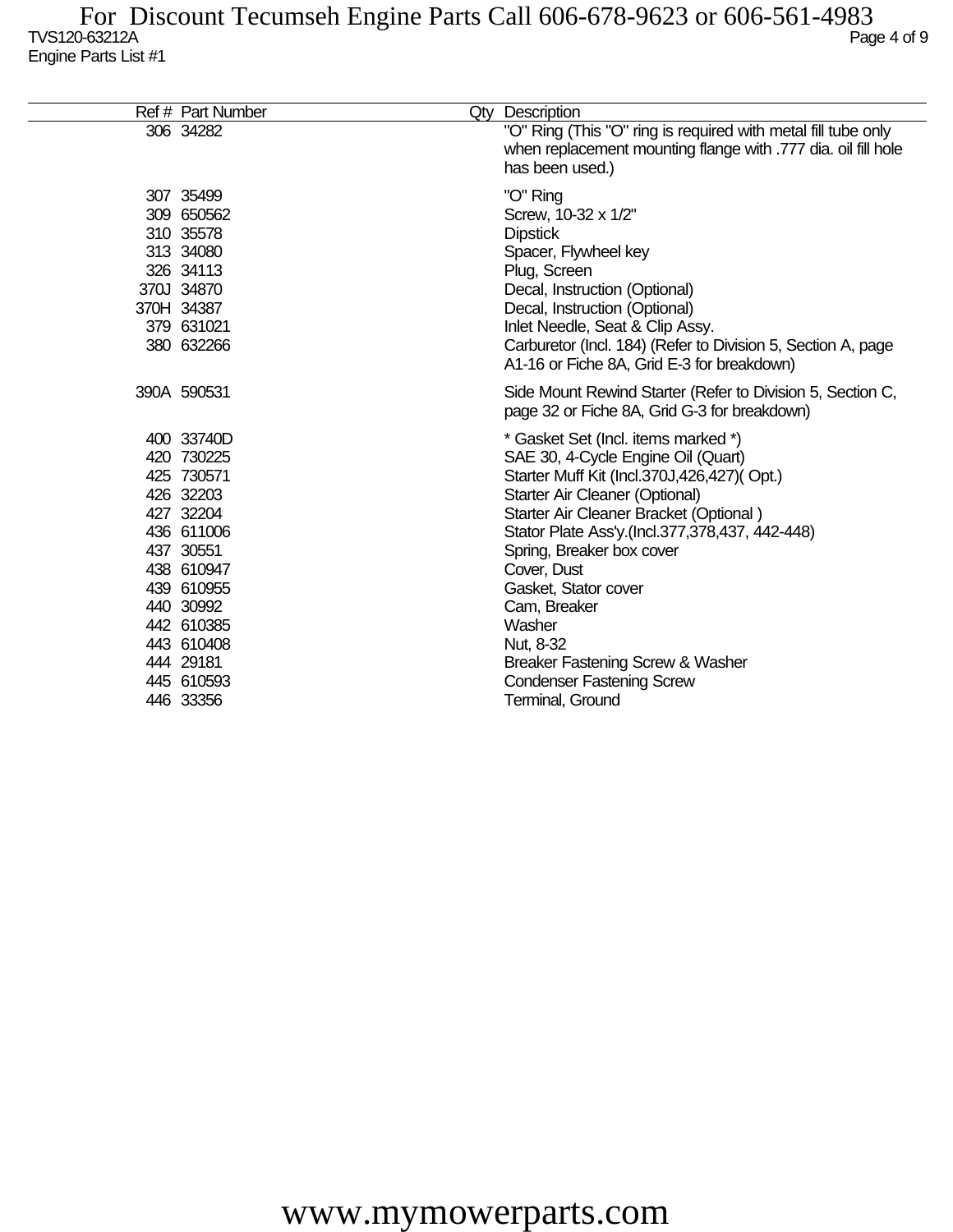| Ref # | Part Number | Qty | Description |
|---|---|---|---|
| 306 | 34282 | | "O" Ring (This "O" ring is required with metal fill tube only when replacement mounting flange with .777 dia. oil fill hole has been used.) |
| 307 | 35499 | | "O" Ring |
| 309 | 650562 | | Screw, 10-32 x 1/2" |
| 310 | 35578 | | Dipstick |
| 313 | 34080 | | Spacer, Flywheel key |
| 326 | 34113 | | Plug, Screen |
| 370J | 34870 | | Decal, Instruction (Optional) |
| 370H | 34387 | | Decal, Instruction (Optional) |
| 379 | 631021 | | Inlet Needle, Seat & Clip Assy. |
| 380 | 632266 | | Carburetor (Incl. 184) (Refer to Division 5, Section A, page A1-16 or Fiche 8A, Grid E-3 for breakdown) |
| 390A | 590531 | | Side Mount Rewind Starter (Refer to Division 5, Section C, page 32 or Fiche 8A, Grid G-3 for breakdown) |
| 400 | 33740D | | * Gasket Set (Incl. items marked *) |
| 420 | 730225 | | SAE 30, 4-Cycle Engine Oil (Quart) |
| 425 | 730571 | | Starter Muff Kit (Incl.370J,426,427)( Opt.) |
| 426 | 32203 | | Starter Air Cleaner (Optional) |
| 427 | 32204 | | Starter Air Cleaner Bracket (Optional ) |
| 436 | 611006 | | Stator Plate Ass'y.(Incl.377,378,437, 442-448) |
| 437 | 30551 | | Spring, Breaker box cover |
| 438 | 610947 | | Cover, Dust |
| 439 | 610955 | | Gasket, Stator cover |
| 440 | 30992 | | Cam, Breaker |
| 442 | 610385 | | Washer |
| 443 | 610408 | | Nut, 8-32 |
| 444 | 29181 | | Breaker Fastening Screw & Washer |
| 445 | 610593 | | Condenser Fastening Screw |
| 446 | 33356 | | Terminal, Ground |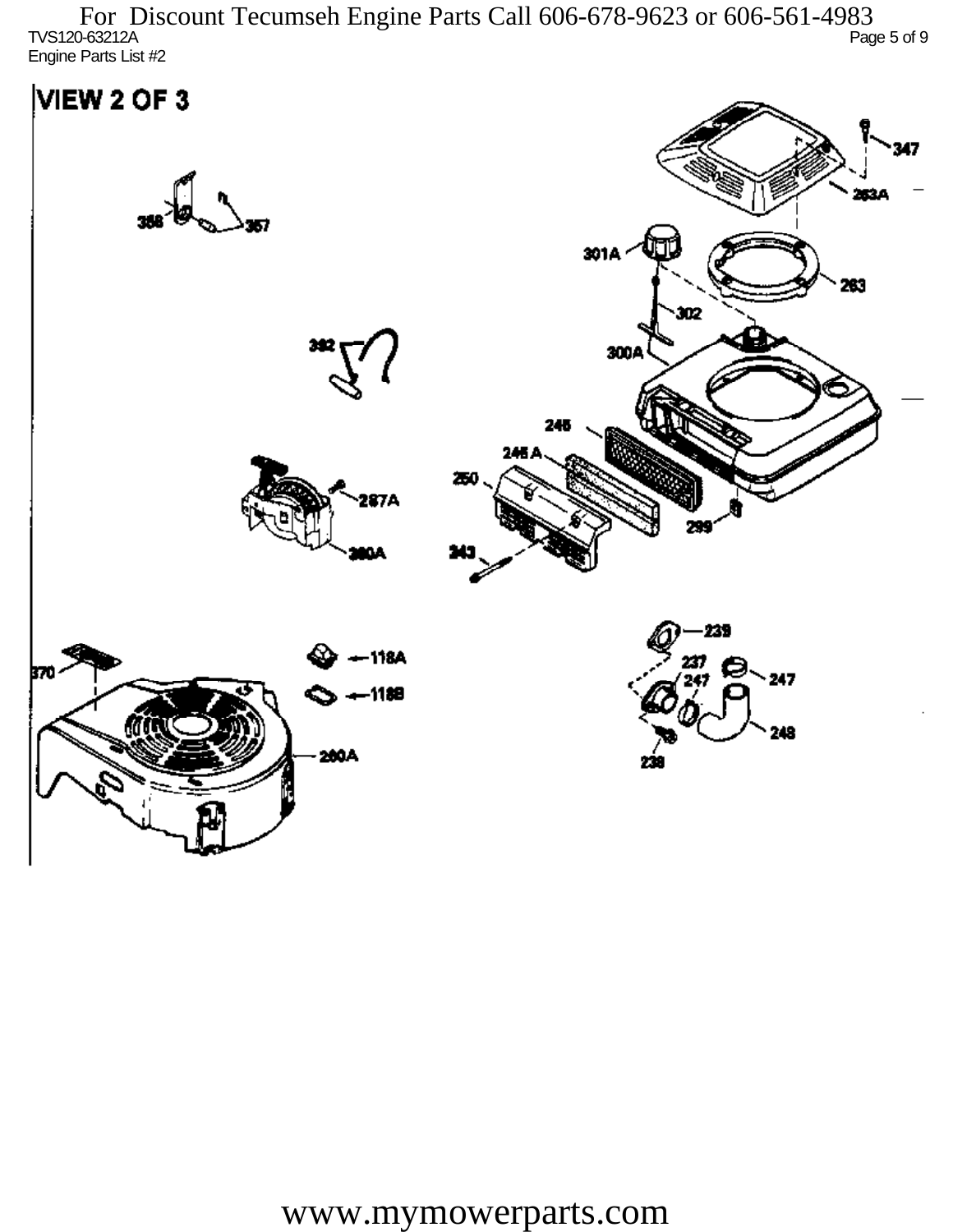For Discount Tecumseh Engine Parts Call 606-678-9623 or 606-561-4983

TVS120-63212A

Engine Parts List #2

# VIEW 2 OF 3

347
263A
358
357
301A
263
302
392
300A
245
245 A
250
287A
299
260A
243
239
118A
237
247
247
370
118B
248
260A
238

www.mymowerparts.com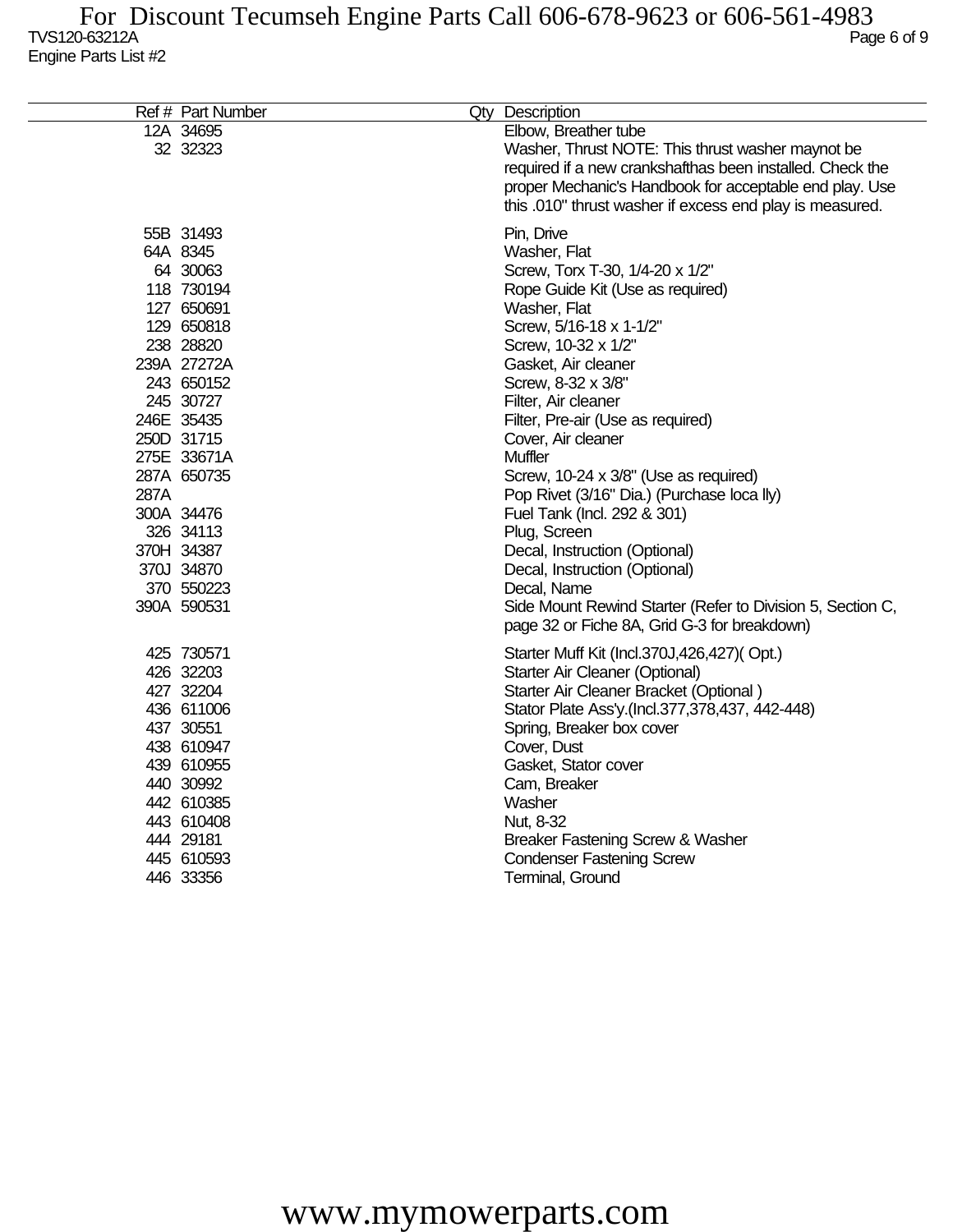For Discount Tecumseh Engine Parts Call 606-678-9623 or 606-561-4983

TVS120-63212A

Engine Parts List #2

| Ref # | Part Number | Qty | Description |
|---|---|---|---|
| 12A | 34695 | | Elbow, Breather tube |
| 32 | 32323 | | Washer, Thrust NOTE: This thrust washer maynot be required if a new crankshafthas been installed. Check the proper Mechanic's Handbook for acceptable end play. Use this .010" thrust washer if excess end play is measured. |
| 55B | 31493 | | Pin, Drive |
| 64A | 8345 | | Washer, Flat |
| 64 | 30063 | | Screw, Torx T-30, 1/4-20 x 1/2" |
| 118 | 730194 | | Rope Guide Kit (Use as required) |
| 127 | 650691 | | Washer, Flat |
| 129 | 650818 | | Screw, 5/16-18 x 1-1/2" |
| 238 | 28820 | | Screw, 10-32 x 1/2" |
| 239A | 27272A | | Gasket, Air cleaner |
| 243 | 650152 | | Screw, 8-32 x 3/8" |
| 245 | 30727 | | Filter, Air cleaner |
| 246E | 35435 | | Filter, Pre-air (Use as required) |
| 250D | 31715 | | Cover, Air cleaner |
| 275E | 33671A | | Muffler |
| 287A | 650735 | | Screw, 10-24 x 3/8" (Use as required) |
| 287A | | | Pop Rivet (3/16" Dia.) (Purchase loca lly) |
| 300A | 34476 | | Fuel Tank (Incl. 292 & 301) |
| 326 | 34113 | | Plug, Screen |
| 370H | 34387 | | Decal, Instruction (Optional) |
| 370J | 34870 | | Decal, Instruction (Optional) |
| 370 | 550223 | | Decal, Name |
| 390A | 590531 | | Side Mount Rewind Starter (Refer to Division 5, Section C, page 32 or Fiche 8A, Grid G-3 for breakdown) |
| 425 | 730571 | | Starter Muff Kit (Incl.370J,426,427)( Opt.) |
| 426 | 32203 | | Starter Air Cleaner (Optional) |
| 427 | 32204 | | Starter Air Cleaner Bracket (Optional ) |
| 436 | 611006 | | Stator Plate Ass'y.(Incl.377,378,437, 442-448) |
| 437 | 30551 | | Spring, Breaker box cover |
| 438 | 610947 | | Cover, Dust |
| 439 | 610955 | | Gasket, Stator cover |
| 440 | 30992 | | Cam, Breaker |
| 442 | 610385 | | Washer |
| 443 | 610408 | | Nut, 8-32 |
| 444 | 29181 | | Breaker Fastening Screw & Washer |
| 445 | 610593 | | Condenser Fastening Screw |
| 446 | 33356 | | Terminal, Ground |

www.mymowerparts.com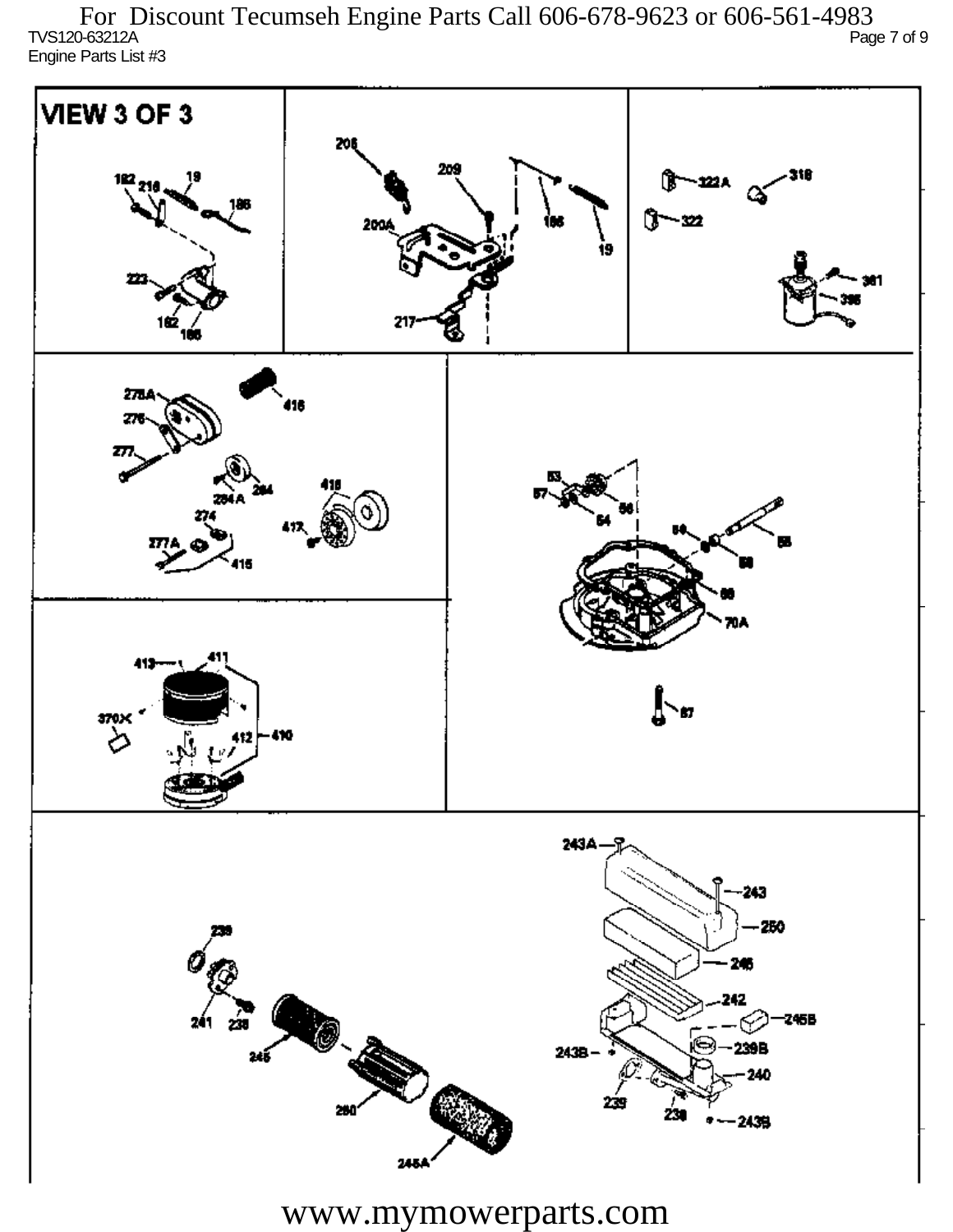For Discount Tecumseh Engine Parts Call 606-678-9623 or 606-561-4983

TVS120-63212A

Engine Parts List #3

VIEW 3 OF 3

www.mymowerparts.com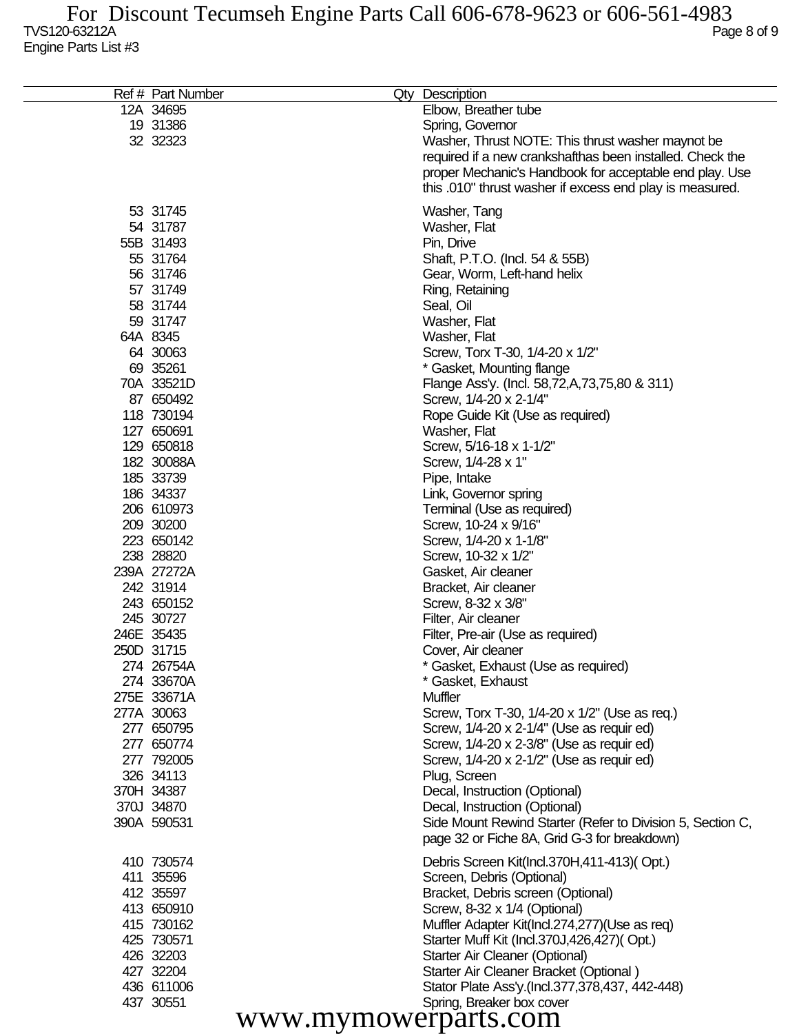For Discount Tecumseh Engine Parts Call 606-678-9623 or 606-561-4983

TVS120-63212A

Engine Parts List #3

| Ref # | Part Number | Qty | Description |
|---|---|---|---|
| 12A | 34695 | | Elbow, Breather tube |
| 19 | 31386 | | Spring, Governor |
| 32 | 32323 | | Washer, Thrust NOTE: This thrust washer maynot be required if a new crankshafthas been installed. Check the proper Mechanic's Handbook for acceptable end play. Use this .010" thrust washer if excess end play is measured. |
| 53 | 31745 | | Washer, Tang |
| 54 | 31787 | | Washer, Flat |
| 55B | 31493 | | Pin, Drive |
| 55 | 31764 | | Shaft, P.T.O. (Incl. 54 & 55B) |
| 56 | 31746 | | Gear, Worm, Left-hand helix |
| 57 | 31749 | | Ring, Retaining |
| 58 | 31744 | | Seal, Oil |
| 59 | 31747 | | Washer, Flat |
| 64A | 8345 | | Washer, Flat |
| 64 | 30063 | | Screw, Torx T-30, 1/4-20 x 1/2" |
| 69 | 35261 | | * Gasket, Mounting flange |
| 70A | 33521D | | Flange Ass'y. (Incl. 58,72,A,73,75,80 & 311) |
| 87 | 650492 | | Screw, 1/4-20 x 2-1/4" |
| 118 | 730194 | | Rope Guide Kit (Use as required) |
| 127 | 650691 | | Washer, Flat |
| 129 | 650818 | | Screw, 5/16-18 x 1-1/2" |
| 182 | 30088A | | Screw, 1/4-28 x 1" |
| 185 | 33739 | | Pipe, Intake |
| 186 | 34337 | | Link, Governor spring |
| 206 | 610973 | | Terminal (Use as required) |
| 209 | 30200 | | Screw, 10-24 x 9/16" |
| 223 | 650142 | | Screw, 1/4-20 x 1-1/8" |
| 238 | 28820 | | Screw, 10-32 x 1/2" |
| 239A | 27272A | | Gasket, Air cleaner |
| 242 | 31914 | | Bracket, Air cleaner |
| 243 | 650152 | | Screw, 8-32 x 3/8" |
| 245 | 30727 | | Filter, Air cleaner |
| 246E | 35435 | | Filter, Pre-air (Use as required) |
| 250D | 31715 | | Cover, Air cleaner |
| 274 | 26754A | | * Gasket, Exhaust (Use as required) |
| 274 | 33670A | | * Gasket, Exhaust |
| 275E | 33671A | | Muffler |
| 277A | 30063 | | Screw, Torx T-30, 1/4-20 x 1/2" (Use as req.) |
| 277 | 650795 | | Screw, 1/4-20 x 2-1/4" (Use as requir ed) |
| 277 | 650774 | | Screw, 1/4-20 x 2-3/8" (Use as requir ed) |
| 277 | 792005 | | Screw, 1/4-20 x 2-1/2" (Use as requir ed) |
| 326 | 34113 | | Plug, Screen |
| 370H | 34387 | | Decal, Instruction (Optional) |
| 370J | 34870 | | Decal, Instruction (Optional) |
| 390A | 590531 | | Side Mount Rewind Starter (Refer to Division 5, Section C, page 32 or Fiche 8A, Grid G-3 for breakdown) |
| 410 | 730574 | | Debris Screen Kit(Incl.370H,411-413)( Opt.) |
| 411 | 35596 | | Screen, Debris (Optional) |
| 412 | 35597 | | Bracket, Debris screen (Optional) |
| 413 | 650910 | | Screw, 8-32 x 1/4 (Optional) |
| 415 | 730162 | | Muffler Adapter Kit(Incl.274,277)(Use as req) |
| 425 | 730571 | | Starter Muff Kit (Incl.370J,426,427)( Opt.) |
| 426 | 32203 | | Starter Air Cleaner (Optional) |
| 427 | 32204 | | Starter Air Cleaner Bracket (Optional ) |
| 436 | 611006 | | Stator Plate Ass'y.(Incl.377,378,437, 442-448) |
| 437 | 30551 | | Spring, Breaker box cover |

www.mymowerparts.com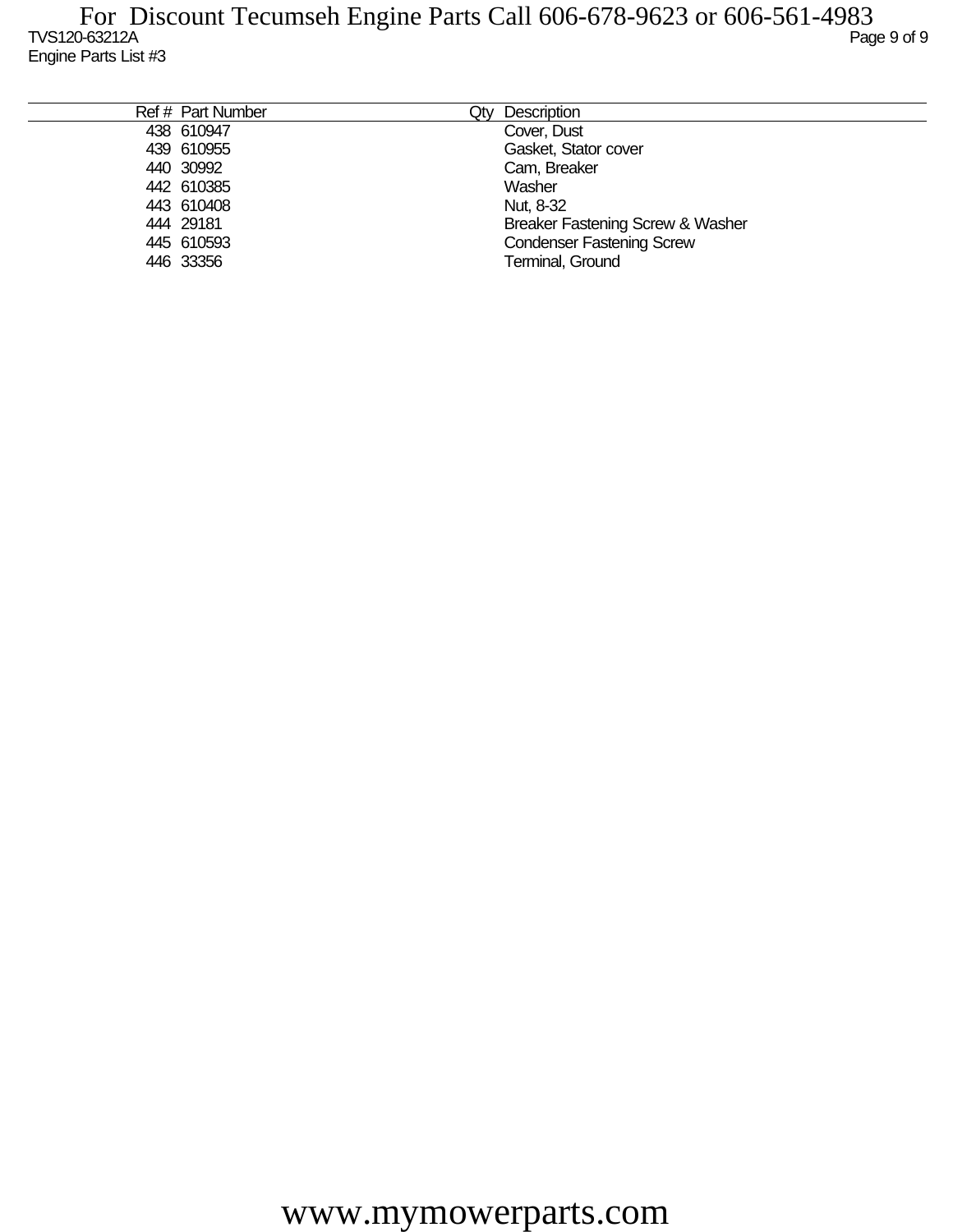| Ref # | Part Number | Qty | Description |
|---|---|---|---|
| 438 | 610947 | | Cover, Dust |
| 439 | 610955 | | Gasket, Stator cover |
| 440 | 30992 | | Cam, Breaker |
| 442 | 610385 | | Washer |
| 443 | 610408 | | Nut, 8-32 |
| 444 | 29181 | | Breaker Fastening Screw & Washer |
| 445 | 610593 | | Condenser Fastening Screw |
| 446 | 33356 | | Terminal, Ground |